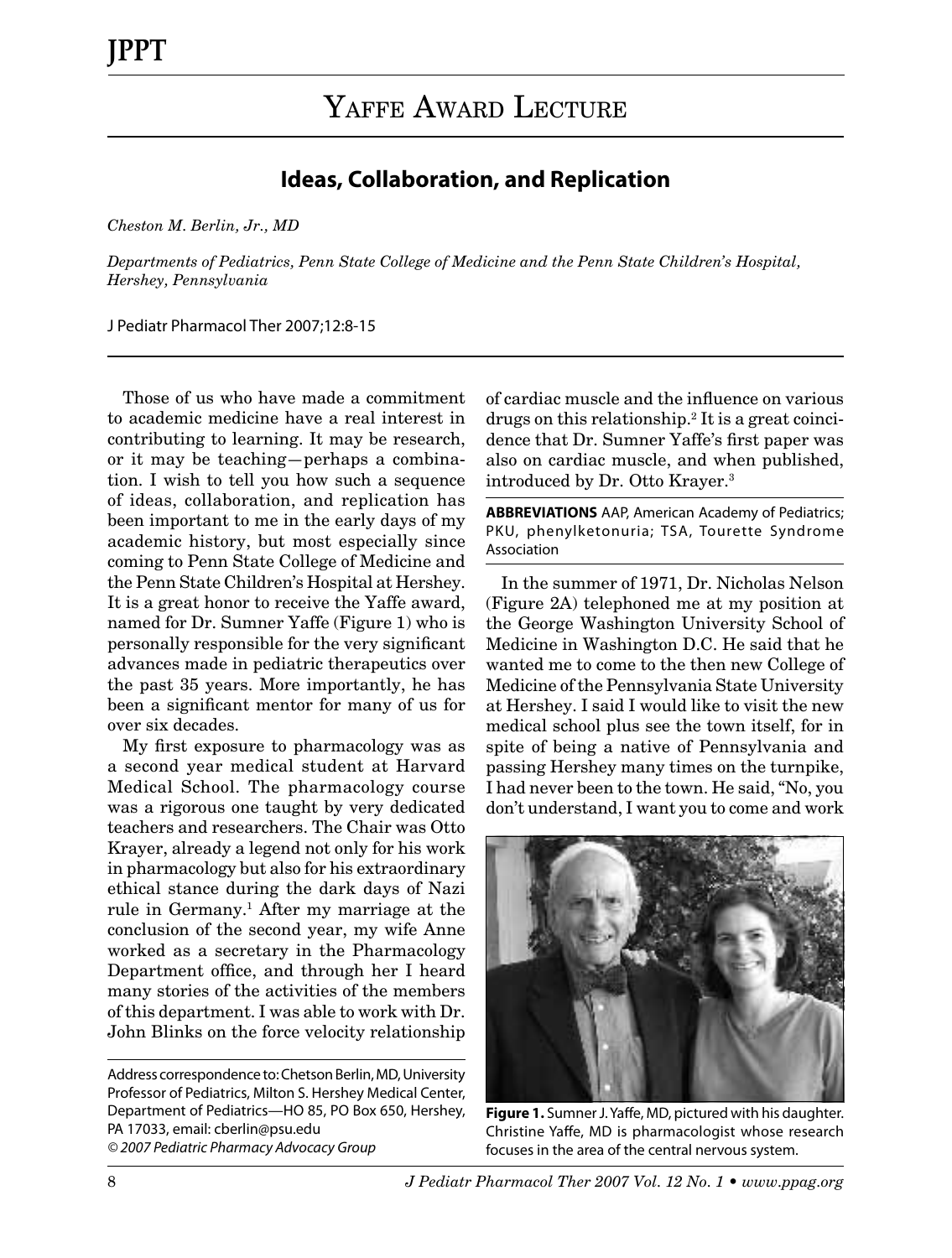# Yaffe Award Lecture

## Ideas, Collaboration, and Replication

*Cheston M. Berlin, Jr., MD*

*Departments of Pediatrics, Penn State College of Medicine and the Penn State Children's Hospital, Hershey, Pennsylvania*

J Pediatr Pharmacol Ther 2007;12:8-15

Those of us who have made a commitment to academic medicine have a real interest in contributing to learning. It may be research, or it may be teaching—perhaps a combination. I wish to tell you how such a sequence of ideas, collaboration, and replication has been important to me in the early days of my academic history, but most especially since coming to Penn State College of Medicine and the Penn State Children's Hospital at Hershey. It is a great honor to receive the Yaffe award, named for Dr. Sumner Yaffe (Figure 1) who is personally responsible for the very significant advances made in pediatric therapeutics over the past 35 years. More importantly, he has been a significant mentor for many of us for over six decades.

My first exposure to pharmacology was as a second year medical student at Harvard Medical School. The pharmacology course was a rigorous one taught by very dedicated teachers and researchers. The Chair was Otto Krayer, already a legend not only for his work in pharmacology but also for his extraordinary ethical stance during the dark days of Nazi rule in Germany.[1] After my marriage at the conclusion of the second year, my wife Anne worked as a secretary in the Pharmacology Department office, and through her I heard many stories of the activities of the members of this department. I was able to work with Dr. John Blinks on the force velocity relationship of cardiac muscle and the influence on various drugs on this relationship.[2] It is a great coincidence that Dr. Sumner Yaffe's first paper was also on cardiac muscle, and when published, introduced by Dr. Otto Krayer.[3]

**ABBREVIATIONS** AAP, American Academy of Pediatrics; PKU, phenylketonuria; TSA, Tourette Syndrome Association

In the summer of 1971, Dr. Nicholas Nelson (Figure 2A) telephoned me at my position at the George Washington University School of Medicine in Washington D.C. He said that he wanted me to come to the then new College of Medicine of the Pennsylvania State University at Hershey. I said I would like to visit the new medical school plus see the town itself, for in spite of being a native of Pennsylvania and passing Hershey many times on the turnpike, I had never been to the town. He said, "No, you don't understand, I want you to come and work

**Figure 1.** Sumner J. Yaffe, MD, pictured with his daughter. Christine Yaffe, MD is pharmacologist whose research focuses in the area of the central nervous system.

Address correspondence to: Chetson Berlin, MD, University Professor of Pediatrics, Milton S. Hershey Medical Center, Department of Pediatrics—HO 85, PO Box 650, Hershey, PA 17033, email: cberlin@psu.edu

*© 2007 Pediatric Pharmacy Advocacy Group*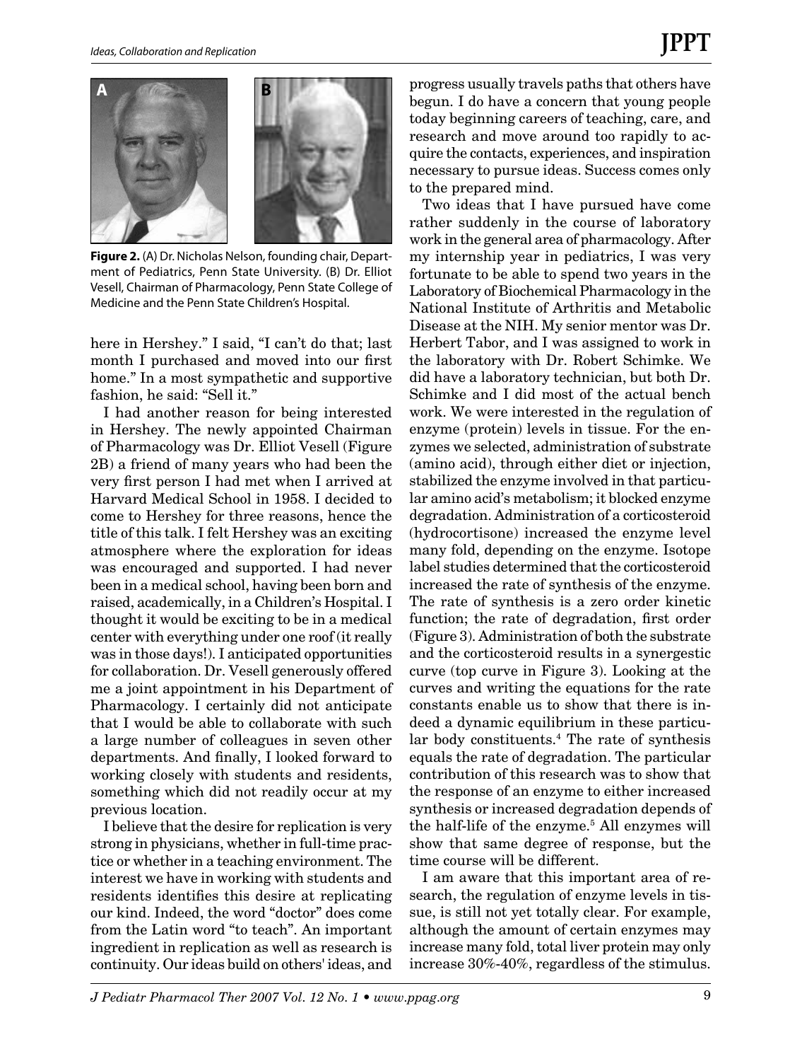**Figure 2.** (A) Dr. Nicholas Nelson, founding chair, Department of Pediatrics, Penn State University. (B) Dr. Elliot Vesell, Chairman of Pharmacology, Penn State College of Medicine and the Penn State Children's Hospital.

here in Hershey." I said, "I can't do that; last month I purchased and moved into our first home." In a most sympathetic and supportive fashion, he said: "Sell it."

I had another reason for being interested in Hershey. The newly appointed Chairman of Pharmacology was Dr. Elliot Vesell (Figure 2B) a friend of many years who had been the very first person I had met when I arrived at Harvard Medical School in 1958. I decided to come to Hershey for three reasons, hence the title of this talk. I felt Hershey was an exciting atmosphere where the exploration for ideas was encouraged and supported. I had never been in a medical school, having been born and raised, academically, in a Children's Hospital. I thought it would be exciting to be in a medical center with everything under one roof (it really was in those days!). I anticipated opportunities for collaboration. Dr. Vesell generously offered me a joint appointment in his Department of Pharmacology. I certainly did not anticipate that I would be able to collaborate with such a large number of colleagues in seven other departments. And finally, I looked forward to working closely with students and residents, something which did not readily occur at my previous location.

I believe that the desire for replication is very strong in physicians, whether in full-time practice or whether in a teaching environment. The interest we have in working with students and residents identifies this desire at replicating our kind. Indeed, the word "doctor" does come from the Latin word "to teach". An important ingredient in replication as well as research is continuity. Our ideas build on others' ideas, and progress usually travels paths that others have begun. I do have a concern that young people today beginning careers of teaching, care, and research and move around too rapidly to acquire the contacts, experiences, and inspiration necessary to pursue ideas. Success comes only to the prepared mind.

Two ideas that I have pursued have come rather suddenly in the course of laboratory work in the general area of pharmacology. After my internship year in pediatrics, I was very fortunate to be able to spend two years in the Laboratory of Biochemical Pharmacology in the National Institute of Arthritis and Metabolic Disease at the NIH. My senior mentor was Dr. Herbert Tabor, and I was assigned to work in the laboratory with Dr. Robert Schimke. We did have a laboratory technician, but both Dr. Schimke and I did most of the actual bench work. We were interested in the regulation of enzyme (protein) levels in tissue. For the enzymes we selected, administration of substrate (amino acid), through either diet or injection, stabilized the enzyme involved in that particular amino acid's metabolism; it blocked enzyme degradation. Administration of a corticosteroid (hydrocortisone) increased the enzyme level many fold, depending on the enzyme. Isotope label studies determined that the corticosteroid increased the rate of synthesis of the enzyme. The rate of synthesis is a zero order kinetic function; the rate of degradation, first order (Figure 3). Administration of both the substrate and the corticosteroid results in a synergestic curve (top curve in Figure 3). Looking at the curves and writing the equations for the rate constants enable us to show that there is indeed a dynamic equilibrium in these particular body constituents.[4] The rate of synthesis equals the rate of degradation. The particular contribution of this research was to show that the response of an enzyme to either increased synthesis or increased degradation depends of the half-life of the enzyme.[5] All enzymes will show that same degree of response, but the time course will be different.

I am aware that this important area of research, the regulation of enzyme levels in tissue, is still not yet totally clear. For example, although the amount of certain enzymes may increase many fold, total liver protein may only increase 30%-40%, regardless of the stimulus.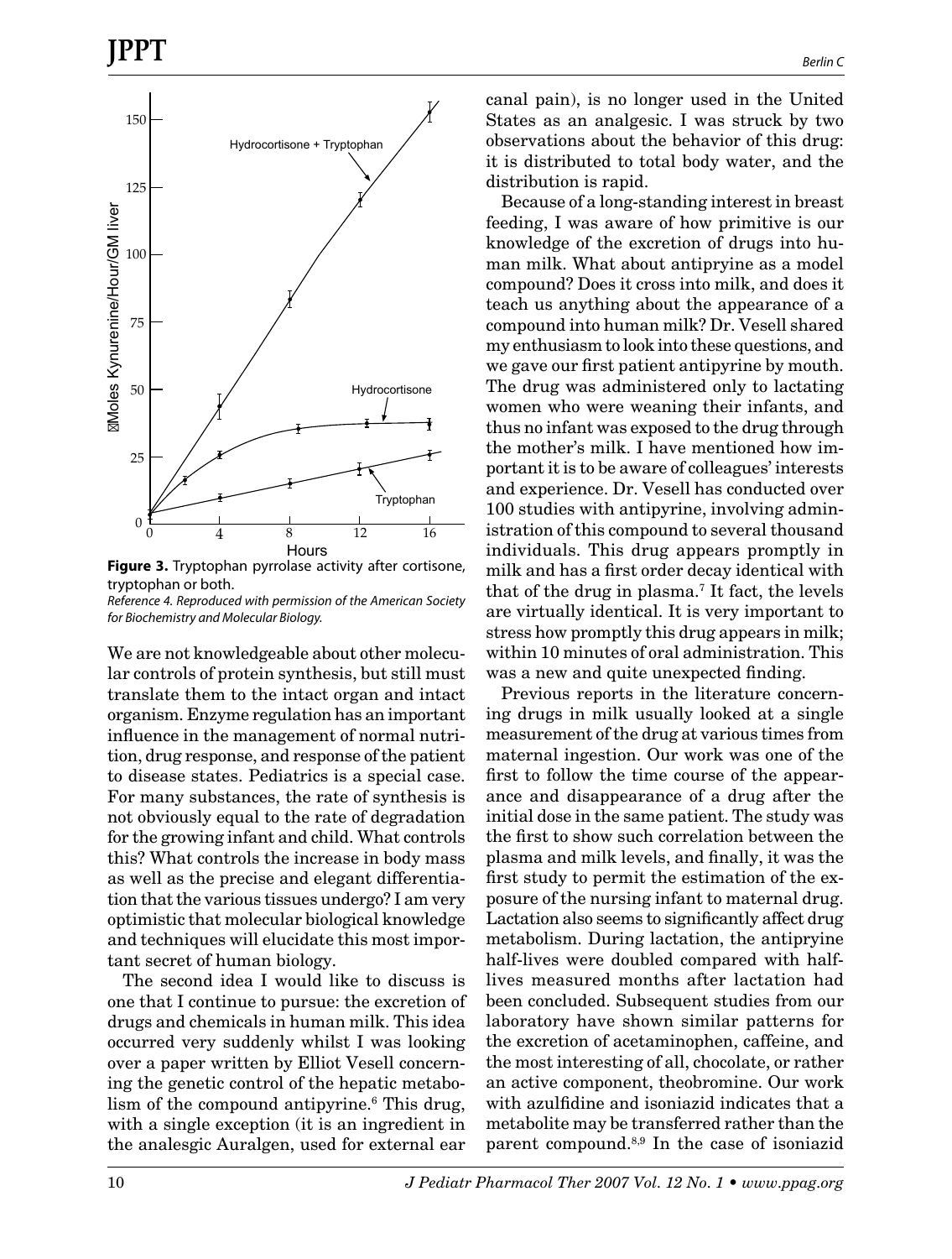**Figure 3.** Tryptophan pyrrolase activity after cortisone, tryptophan or both.

*Reference 4. Reproduced with permission of the American Society for Biochemistry and Molecular Biology.*

We are not knowledgeable about other molecular controls of protein synthesis, but still must translate them to the intact organ and intact organism. Enzyme regulation has an important influence in the management of normal nutrition, drug response, and response of the patient to disease states. Pediatrics is a special case. For many substances, the rate of synthesis is not obviously equal to the rate of degradation for the growing infant and child. What controls this? What controls the increase in body mass as well as the precise and elegant differentiation that the various tissues undergo? I am very optimistic that molecular biological knowledge and techniques will elucidate this most important secret of human biology.

The second idea I would like to discuss is one that I continue to pursue: the excretion of drugs and chemicals in human milk. This idea occurred very suddenly whilst I was looking over a paper written by Elliot Vesell concerning the genetic control of the hepatic metabolism of the compound antipyrine.[6] This drug, with a single exception (it is an ingredient in the analesgic Auralgen, used for external ear canal pain), is no longer used in the United States as an analgesic. I was struck by two observations about the behavior of this drug: it is distributed to total body water, and the distribution is rapid.

Because of a long-standing interest in breast feeding, I was aware of how primitive is our knowledge of the excretion of drugs into human milk. What about antipryine as a model compound? Does it cross into milk, and does it teach us anything about the appearance of a compound into human milk? Dr. Vesell shared my enthusiasm to look into these questions, and we gave our first patient antipyrine by mouth. The drug was administered only to lactating women who were weaning their infants, and thus no infant was exposed to the drug through the mother's milk. I have mentioned how important it is to be aware of colleagues' interests and experience. Dr. Vesell has conducted over 100 studies with antipyrine, involving administration of this compound to several thousand individuals. This drug appears promptly in milk and has a first order decay identical with that of the drug in plasma.[7] It fact, the levels are virtually identical. It is very important to stress how promptly this drug appears in milk; within 10 minutes of oral administration. This was a new and quite unexpected finding.

Previous reports in the literature concerning drugs in milk usually looked at a single measurement of the drug at various times from maternal ingestion. Our work was one of the first to follow the time course of the appearance and disappearance of a drug after the initial dose in the same patient. The study was the first to show such correlation between the plasma and milk levels, and finally, it was the first study to permit the estimation of the exposure of the nursing infant to maternal drug. Lactation also seems to significantly affect drug metabolism. During lactation, the antipryine half-lives were doubled compared with half-lives measured months after lactation had been concluded. Subsequent studies from our laboratory have shown similar patterns for the excretion of acetaminophen, caffeine, and the most interesting of all, chocolate, or rather an active component, theobromine. Our work with azulfidine and isoniazid indicates that a metabolite may be transferred rather than the parent compound.[8,9] In the case of isoniazid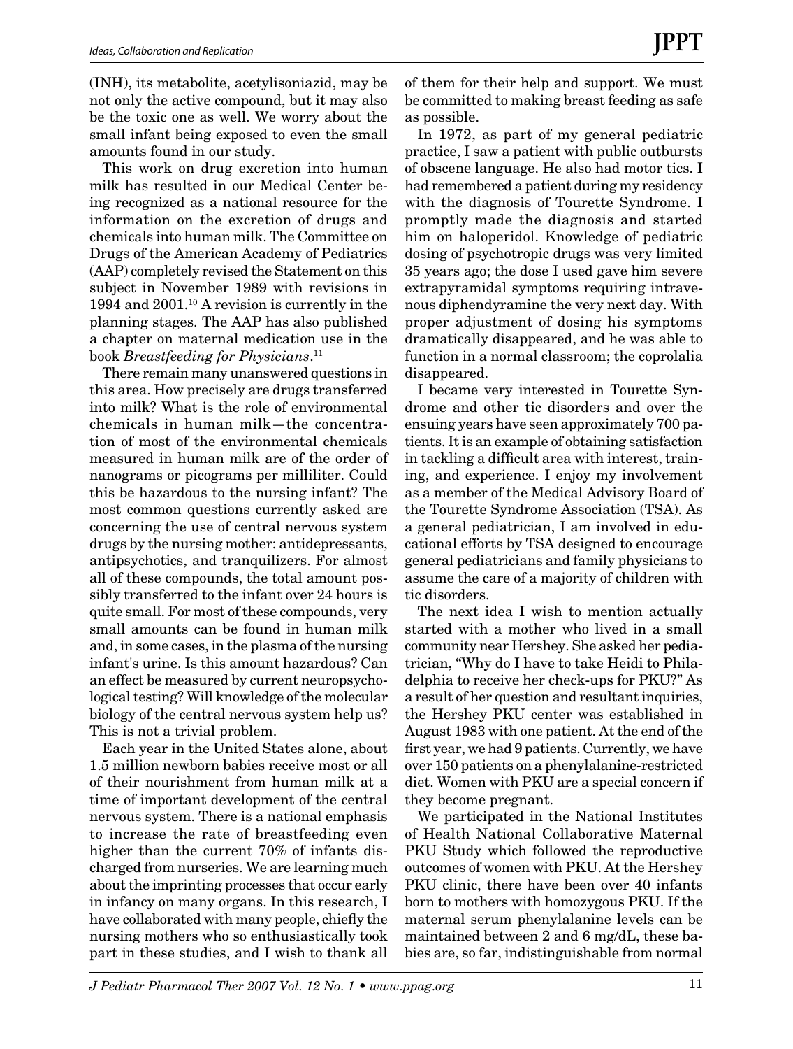(INH), its metabolite, acetylisoniazid, may be not only the active compound, but it may also be the toxic one as well. We worry about the small infant being exposed to even the small amounts found in our study.

This work on drug excretion into human milk has resulted in our Medical Center being recognized as a national resource for the information on the excretion of drugs and chemicals into human milk. The Committee on Drugs of the American Academy of Pediatrics (AAP) completely revised the Statement on this subject in November 1989 with revisions in 1994 and 2001.[10] A revision is currently in the planning stages. The AAP has also published a chapter on maternal medication use in the book *Breastfeeding for Physicians*.[11]

There remain many unanswered questions in this area. How precisely are drugs transferred into milk? What is the role of environmental chemicals in human milk—the concentration of most of the environmental chemicals measured in human milk are of the order of nanograms or picograms per milliliter. Could this be hazardous to the nursing infant? The most common questions currently asked are concerning the use of central nervous system drugs by the nursing mother: antidepressants, antipsychotics, and tranquilizers. For almost all of these compounds, the total amount possibly transferred to the infant over 24 hours is quite small. For most of these compounds, very small amounts can be found in human milk and, in some cases, in the plasma of the nursing infant's urine. Is this amount hazardous? Can an effect be measured by current neuropsychological testing? Will knowledge of the molecular biology of the central nervous system help us? This is not a trivial problem.

Each year in the United States alone, about 1.5 million newborn babies receive most or all of their nourishment from human milk at a time of important development of the central nervous system. There is a national emphasis to increase the rate of breastfeeding even higher than the current 70% of infants discharged from nurseries. We are learning much about the imprinting processes that occur early in infancy on many organs. In this research, I have collaborated with many people, chiefly the nursing mothers who so enthusiastically took part in these studies, and I wish to thank all of them for their help and support. We must be committed to making breast feeding as safe as possible.

In 1972, as part of my general pediatric practice, I saw a patient with public outbursts of obscene language. He also had motor tics. I had remembered a patient during my residency with the diagnosis of Tourette Syndrome. I promptly made the diagnosis and started him on haloperidol. Knowledge of pediatric dosing of psychotropic drugs was very limited 35 years ago; the dose I used gave him severe extrapyramidal symptoms requiring intravenous diphendyramine the very next day. With proper adjustment of dosing his symptoms dramatically disappeared, and he was able to function in a normal classroom; the coprolalia disappeared.

I became very interested in Tourette Syndrome and other tic disorders and over the ensuing years have seen approximately 700 patients. It is an example of obtaining satisfaction in tackling a difficult area with interest, training, and experience. I enjoy my involvement as a member of the Medical Advisory Board of the Tourette Syndrome Association (TSA). As a general pediatrician, I am involved in educational efforts by TSA designed to encourage general pediatricians and family physicians to assume the care of a majority of children with tic disorders.

The next idea I wish to mention actually started with a mother who lived in a small community near Hershey. She asked her pediatrician, "Why do I have to take Heidi to Philadelphia to receive her check-ups for PKU?" As a result of her question and resultant inquiries, the Hershey PKU center was established in August 1983 with one patient. At the end of the first year, we had 9 patients. Currently, we have over 150 patients on a phenylalanine-restricted diet. Women with PKU are a special concern if they become pregnant.

We participated in the National Institutes of Health National Collaborative Maternal PKU Study which followed the reproductive outcomes of women with PKU. At the Hershey PKU clinic, there have been over 40 infants born to mothers with homozygous PKU. If the maternal serum phenylalanine levels can be maintained between 2 and 6 mg/dL, these babies are, so far, indistinguishable from normal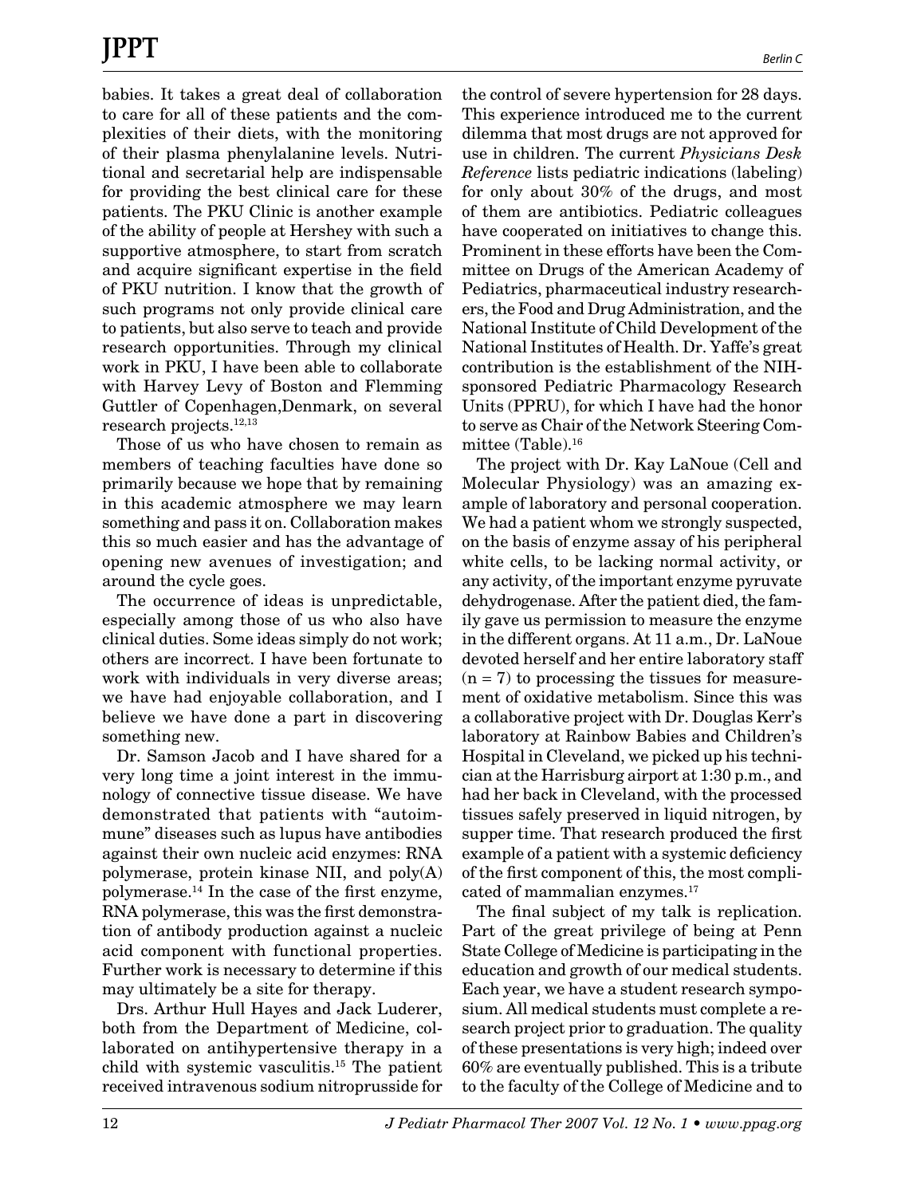babies. It takes a great deal of collaboration to care for all of these patients and the complexities of their diets, with the monitoring of their plasma phenylalanine levels. Nutritional and secretarial help are indispensable for providing the best clinical care for these patients. The PKU Clinic is another example of the ability of people at Hershey with such a supportive atmosphere, to start from scratch and acquire significant expertise in the field of PKU nutrition. I know that the growth of such programs not only provide clinical care to patients, but also serve to teach and provide research opportunities. Through my clinical work in PKU, I have been able to collaborate with Harvey Levy of Boston and Flemming Guttler of Copenhagen,Denmark, on several research projects.[12,13]

Those of us who have chosen to remain as members of teaching faculties have done so primarily because we hope that by remaining in this academic atmosphere we may learn something and pass it on. Collaboration makes this so much easier and has the advantage of opening new avenues of investigation; and around the cycle goes.

The occurrence of ideas is unpredictable, especially among those of us who also have clinical duties. Some ideas simply do not work; others are incorrect. I have been fortunate to work with individuals in very diverse areas; we have had enjoyable collaboration, and I believe we have done a part in discovering something new.

Dr. Samson Jacob and I have shared for a very long time a joint interest in the immunology of connective tissue disease. We have demonstrated that patients with "autoimmune" diseases such as lupus have antibodies against their own nucleic acid enzymes: RNA polymerase, protein kinase NII, and poly(A) polymerase.[14] In the case of the first enzyme, RNA polymerase, this was the first demonstration of antibody production against a nucleic acid component with functional properties. Further work is necessary to determine if this may ultimately be a site for therapy.

Drs. Arthur Hull Hayes and Jack Luderer, both from the Department of Medicine, collaborated on antihypertensive therapy in a child with systemic vasculitis.[15] The patient received intravenous sodium nitroprusside for the control of severe hypertension for 28 days. This experience introduced me to the current dilemma that most drugs are not approved for use in children. The current *Physicians Desk Reference* lists pediatric indications (labeling) for only about 30% of the drugs, and most of them are antibiotics. Pediatric colleagues have cooperated on initiatives to change this. Prominent in these efforts have been the Committee on Drugs of the American Academy of Pediatrics, pharmaceutical industry researchers, the Food and Drug Administration, and the National Institute of Child Development of the National Institutes of Health. Dr. Yaffe's great contribution is the establishment of the NIH-sponsored Pediatric Pharmacology Research Units (PPRU), for which I have had the honor to serve as Chair of the Network Steering Committee (Table).[16]

The project with Dr. Kay LaNoue (Cell and Molecular Physiology) was an amazing example of laboratory and personal cooperation. We had a patient whom we strongly suspected, on the basis of enzyme assay of his peripheral white cells, to be lacking normal activity, or any activity, of the important enzyme pyruvate dehydrogenase. After the patient died, the family gave us permission to measure the enzyme in the different organs. At 11 a.m., Dr. LaNoue devoted herself and her entire laboratory staff ($n = 7$) to processing the tissues for measurement of oxidative metabolism. Since this was a collaborative project with Dr. Douglas Kerr's laboratory at Rainbow Babies and Children's Hospital in Cleveland, we picked up his technician at the Harrisburg airport at 1:30 p.m., and had her back in Cleveland, with the processed tissues safely preserved in liquid nitrogen, by supper time. That research produced the first example of a patient with a systemic deficiency of the first component of this, the most complicated of mammalian enzymes.[17]

The final subject of my talk is replication. Part of the great privilege of being at Penn State College of Medicine is participating in the education and growth of our medical students. Each year, we have a student research symposium. All medical students must complete a research project prior to graduation. The quality of these presentations is very high; indeed over 60% are eventually published. This is a tribute to the faculty of the College of Medicine and to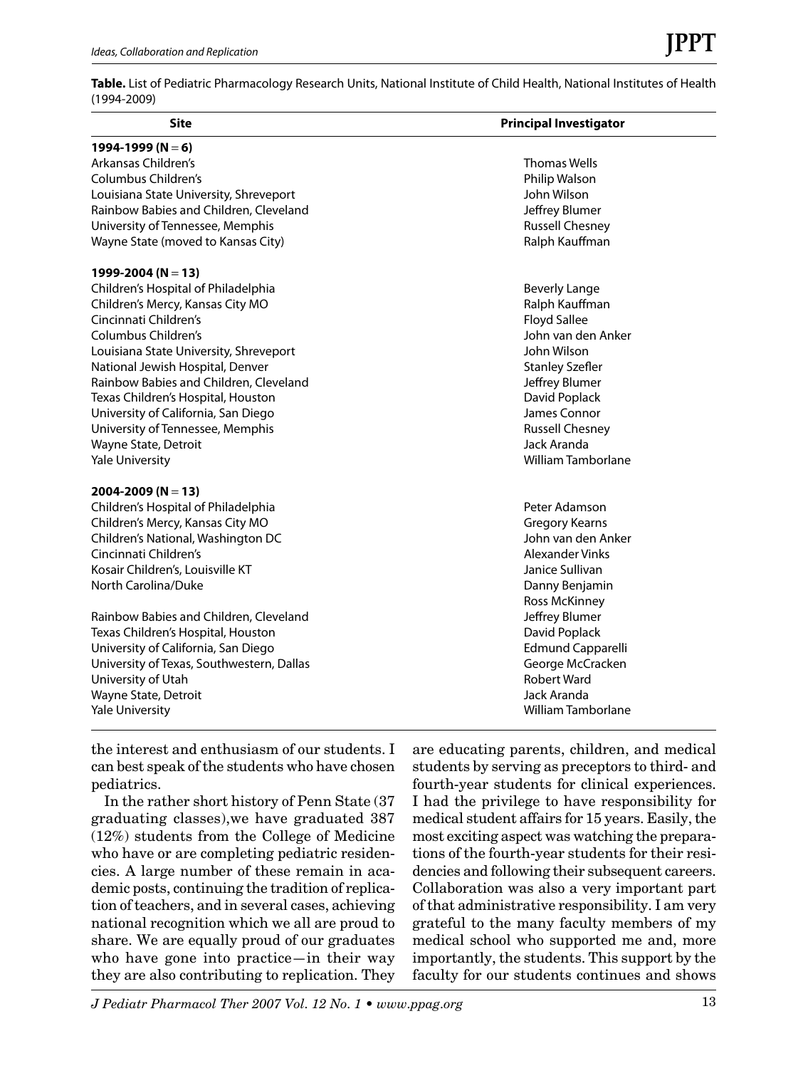**Table.** List of Pediatric Pharmacology Research Units, National Institute of Child Health, National Institutes of Health (1994-2009)

| Site | Principal Investigator |
|---|---|
| **1994-1999 (N = 6)** | |
| Arkansas Children's | Thomas Wells |
| Columbus Children's | Philip Walson |
| Louisiana State University, Shreveport | John Wilson |
| Rainbow Babies and Children, Cleveland | Jeffrey Blumer |
| University of Tennessee, Memphis | Russell Chesney |
| Wayne State (moved to Kansas City) | Ralph Kauffman |
| **1999-2004 (N = 13)** | |
| Children's Hospital of Philadelphia | Beverly Lange |
| Children's Mercy, Kansas City MO | Ralph Kauffman |
| Cincinnati Children's | Floyd Sallee |
| Columbus Children's | John van den Anker |
| Louisiana State University, Shreveport | John Wilson |
| National Jewish Hospital, Denver | Stanley Szefler |
| Rainbow Babies and Children, Cleveland | Jeffrey Blumer |
| Texas Children's Hospital, Houston | David Poplack |
| University of California, San Diego | James Connor |
| University of Tennessee, Memphis | Russell Chesney |
| Wayne State, Detroit | Jack Aranda |
| Yale University | William Tamborlane |
| **2004-2009 (N = 13)** | |
| Children's Hospital of Philadelphia | Peter Adamson |
| Children's Mercy, Kansas City MO | Gregory Kearns |
| Children's National, Washington DC | John van den Anker |
| Cincinnati Children's | Alexander Vinks |
| Kosair Children's, Louisville KT | Janice Sullivan |
| North Carolina/Duke | Danny Benjamin<br>Ross McKinney |
| Rainbow Babies and Children, Cleveland | Jeffrey Blumer |
| Texas Children's Hospital, Houston | David Poplack |
| University of California, San Diego | Edmund Capparelli |
| University of Texas, Southwestern, Dallas | George McCracken |
| University of Utah | Robert Ward |
| Wayne State, Detroit | Jack Aranda |
| Yale University | William Tamborlane |

the interest and enthusiasm of our students. I can best speak of the students who have chosen pediatrics.

In the rather short history of Penn State (37 graduating classes),we have graduated 387 (12%) students from the College of Medicine who have or are completing pediatric residencies. A large number of these remain in academic posts, continuing the tradition of replication of teachers, and in several cases, achieving national recognition which we all are proud to share. We are equally proud of our graduates who have gone into practice—in their way they are also contributing to replication. They are educating parents, children, and medical students by serving as preceptors to third- and fourth-year students for clinical experiences. I had the privilege to have responsibility for medical student affairs for 15 years. Easily, the most exciting aspect was watching the preparations of the fourth-year students for their residencies and following their subsequent careers. Collaboration was also a very important part of that administrative responsibility. I am very grateful to the many faculty members of my medical school who supported me and, more importantly, the students. This support by the faculty for our students continues and shows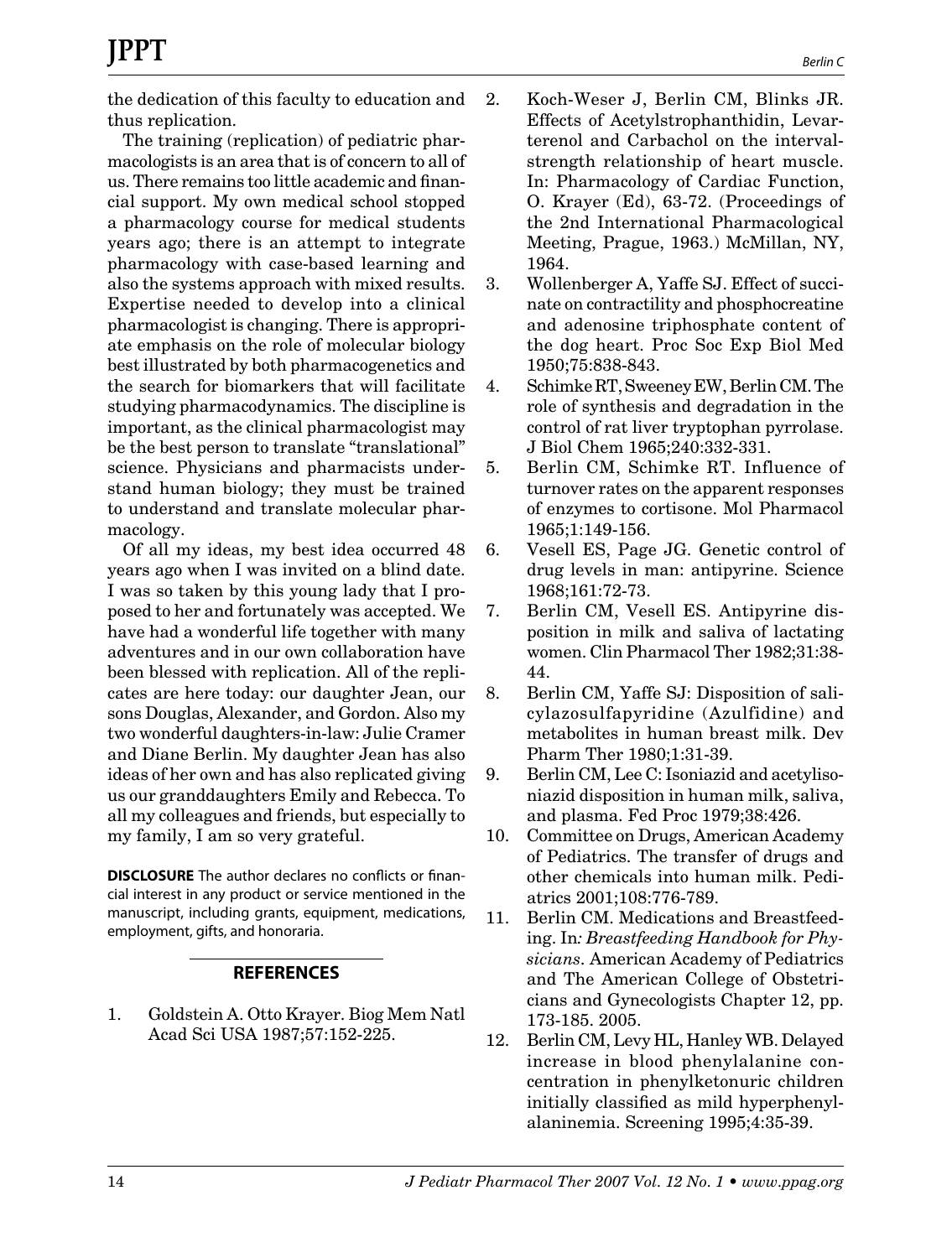the dedication of this faculty to education and thus replication.

The training (replication) of pediatric pharmacologists is an area that is of concern to all of us. There remains too little academic and financial support. My own medical school stopped a pharmacology course for medical students years ago; there is an attempt to integrate pharmacology with case-based learning and also the systems approach with mixed results. Expertise needed to develop into a clinical pharmacologist is changing. There is appropriate emphasis on the role of molecular biology best illustrated by both pharmacogenetics and the search for biomarkers that will facilitate studying pharmacodynamics. The discipline is important, as the clinical pharmacologist may be the best person to translate "translational" science. Physicians and pharmacists understand human biology; they must be trained to understand and translate molecular pharmacology.

Of all my ideas, my best idea occurred 48 years ago when I was invited on a blind date. I was so taken by this young lady that I proposed to her and fortunately was accepted. We have had a wonderful life together with many adventures and in our own collaboration have been blessed with replication. All of the replicates are here today: our daughter Jean, our sons Douglas, Alexander, and Gordon. Also my two wonderful daughters-in-law: Julie Cramer and Diane Berlin. My daughter Jean has also ideas of her own and has also replicated giving us our granddaughters Emily and Rebecca. To all my colleagues and friends, but especially to my family, I am so very grateful.

**DISCLOSURE** The author declares no conflicts or financial interest in any product or service mentioned in the manuscript, including grants, equipment, medications, employment, gifts, and honoraria.

## REFERENCES

1. Goldstein A. Otto Krayer. Biog Mem Natl Acad Sci USA 1987;57:152-225.
2. Koch-Weser J, Berlin CM, Blinks JR. Effects of Acetylstrophanthidin, Levarterenol and Carbachol on the interval-strength relationship of heart muscle. In: Pharmacology of Cardiac Function, O. Krayer (Ed), 63-72. (Proceedings of the 2nd International Pharmacological Meeting, Prague, 1963.) McMillan, NY, 1964.
3. Wollenberger A, Yaffe SJ. Effect of succinate on contractility and phosphocreatine and adenosine triphosphate content of the dog heart. Proc Soc Exp Biol Med 1950;75:838-843.
4. Schimke RT, Sweeney EW, Berlin CM. The role of synthesis and degradation in the control of rat liver tryptophan pyrrolase. J Biol Chem 1965;240:332-331.
5. Berlin CM, Schimke RT. Influence of turnover rates on the apparent responses of enzymes to cortisone. Mol Pharmacol 1965;1:149-156.
6. Vesell ES, Page JG. Genetic control of drug levels in man: antipyrine. Science 1968;161:72-73.
7. Berlin CM, Vesell ES. Antipyrine disposition in milk and saliva of lactating women. Clin Pharmacol Ther 1982;31:38-44.
8. Berlin CM, Yaffe SJ: Disposition of salicylazosulfapyridine (Azulfidine) and metabolites in human breast milk. Dev Pharm Ther 1980;1:31-39.
9. Berlin CM, Lee C: Isoniazid and acetylisoniazid disposition in human milk, saliva, and plasma. Fed Proc 1979;38:426.
10. Committee on Drugs, American Academy of Pediatrics. The transfer of drugs and other chemicals into human milk. Pediatrics 2001;108:776-789.
11. Berlin CM. Medications and Breastfeeding. In*: Breastfeeding Handbook for Physicians*. American Academy of Pediatrics and The American College of Obstetricians and Gynecologists Chapter 12, pp. 173-185. 2005.
12. Berlin CM, Levy HL, Hanley WB. Delayed increase in blood phenylalanine concentration in phenylketonuric children initially classified as mild hyperphenylalaninemia. Screening 1995;4:35-39.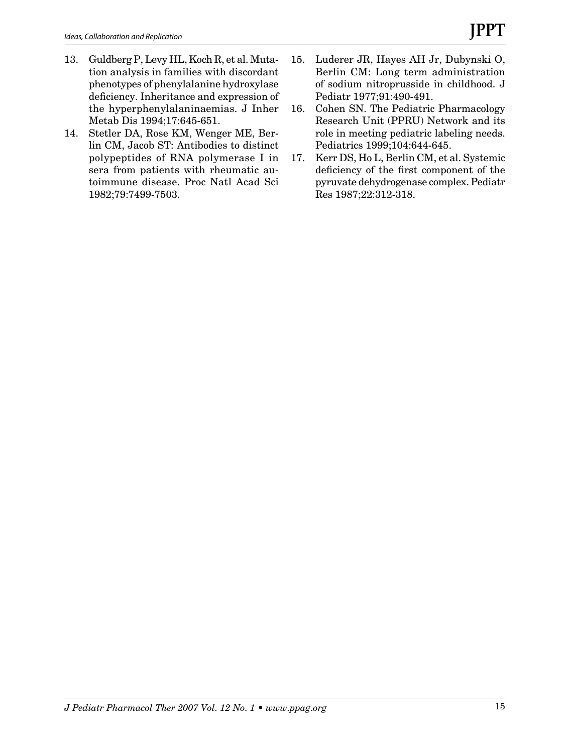13. Guldberg P, Levy HL, Koch R, et al. Mutation analysis in families with discordant phenotypes of phenylalanine hydroxylase deficiency. Inheritance and expression of the hyperphenylalaninaemias. J Inher Metab Dis 1994;17:645-651.
14. Stetler DA, Rose KM, Wenger ME, Berlin CM, Jacob ST: Antibodies to distinct polypeptides of RNA polymerase I in sera from patients with rheumatic autoimmune disease. Proc Natl Acad Sci 1982;79:7499-7503.
15. Luderer JR, Hayes AH Jr, Dubynski O, Berlin CM: Long term administration of sodium nitroprusside in childhood. J Pediatr 1977;91:490-491.
16. Cohen SN. The Pediatric Pharmacology Research Unit (PPRU) Network and its role in meeting pediatric labeling needs. Pediatrics 1999;104:644-645.
17. Kerr DS, Ho L, Berlin CM, et al. Systemic deficiency of the first component of the pyruvate dehydrogenase complex. Pediatr Res 1987;22:312-318.